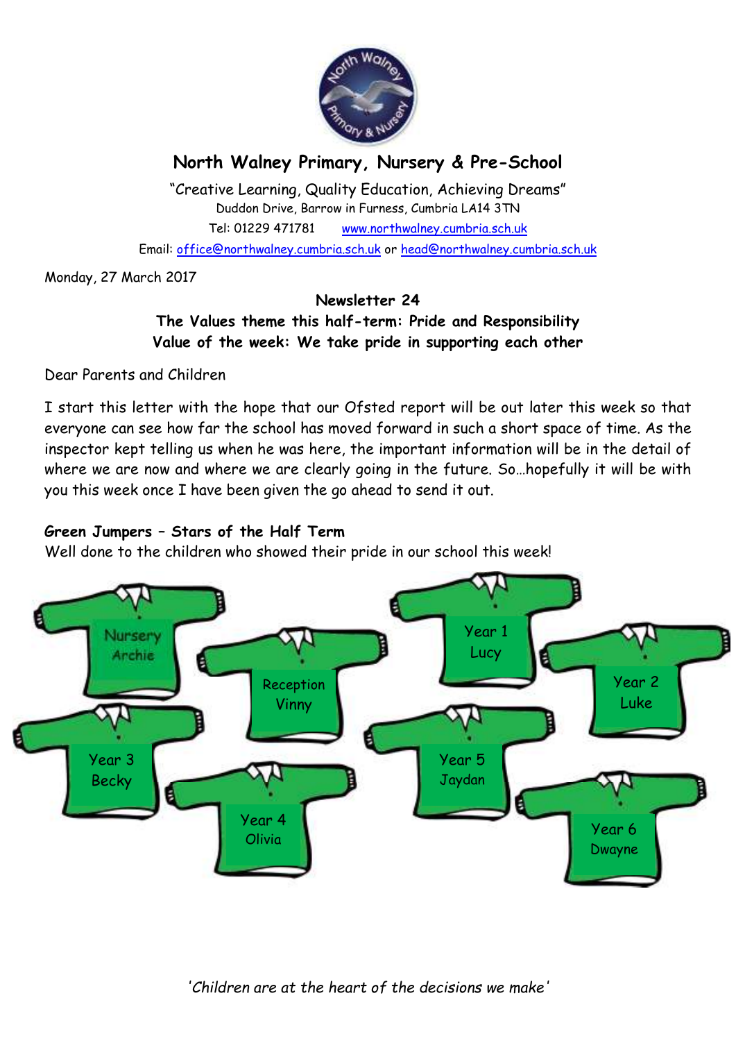# North Walney Primary, Nursery & Pre-School

"Creative Learning, Quality Education, Achieving Dreams"
Duddon Drive, Barrow in Furness, Cumbria LA14 3TN
Tel: 01229 471781 www.northwalney.cumbria.sch.uk
Email: office@northwalney.cumbria.sch.uk or head@northwalney.cumbria.sch.uk

Monday, 27 March 2017

**Newsletter 24**
**The Values theme this half-term: Pride and Responsibility**
**Value of the week: We take pride in supporting each other**

Dear Parents and Children

I start this letter with the hope that our Ofsted report will be out later this week so that everyone can see how far the school has moved forward in such a short space of time. As the inspector kept telling us when he was here, the important information will be in the detail of where we are now and where we are clearly going in the future. So…hopefully it will be with you this week once I have been given the go ahead to send it out.

**Green Jumpers – Stars of the Half Term**
Well done to the children who showed their pride in our school this week!

Nursery Archie
Reception Vinny
Year 1 Lucy
Year 2 Luke
Year 3 Becky
Year 4 Olivia
Year 5 Jaydan
Year 6 Dwayne

*'Children are at the heart of the decisions we make'*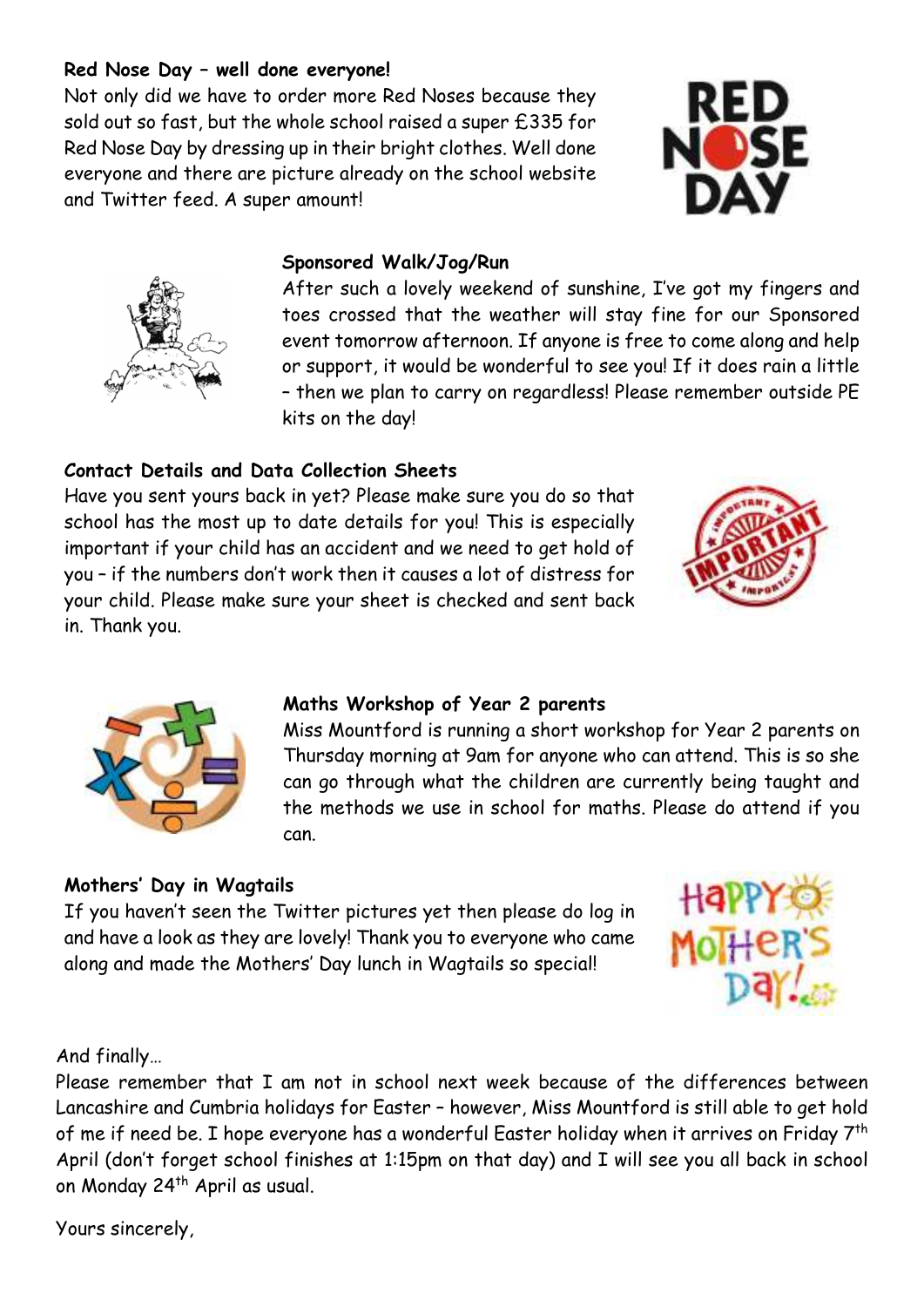**Red Nose Day – well done everyone!**

Not only did we have to order more Red Noses because they sold out so fast, but the whole school raised a super £335 for Red Nose Day by dressing up in their bright clothes. Well done everyone and there are picture already on the school website and Twitter feed. A super amount!

**Sponsored Walk/Jog/Run**

After such a lovely weekend of sunshine, I've got my fingers and toes crossed that the weather will stay fine for our Sponsored event tomorrow afternoon. If anyone is free to come along and help or support, it would be wonderful to see you! If it does rain a little – then we plan to carry on regardless! Please remember outside PE kits on the day!

**Contact Details and Data Collection Sheets**

Have you sent yours back in yet? Please make sure you do so that school has the most up to date details for you! This is especially important if your child has an accident and we need to get hold of you – if the numbers don't work then it causes a lot of distress for your child. Please make sure your sheet is checked and sent back in. Thank you.

**Maths Workshop of Year 2 parents**

Miss Mountford is running a short workshop for Year 2 parents on Thursday morning at 9am for anyone who can attend. This is so she can go through what the children are currently being taught and the methods we use in school for maths. Please do attend if you can.

**Mothers' Day in Wagtails**

If you haven't seen the Twitter pictures yet then please do log in and have a look as they are lovely! Thank you to everyone who came along and made the Mothers' Day lunch in Wagtails so special!

And finally…

Please remember that I am not in school next week because of the differences between Lancashire and Cumbria holidays for Easter – however, Miss Mountford is still able to get hold of me if need be. I hope everyone has a wonderful Easter holiday when it arrives on Friday 7th April (don't forget school finishes at 1:15pm on that day) and I will see you all back in school on Monday 24th April as usual.

Yours sincerely,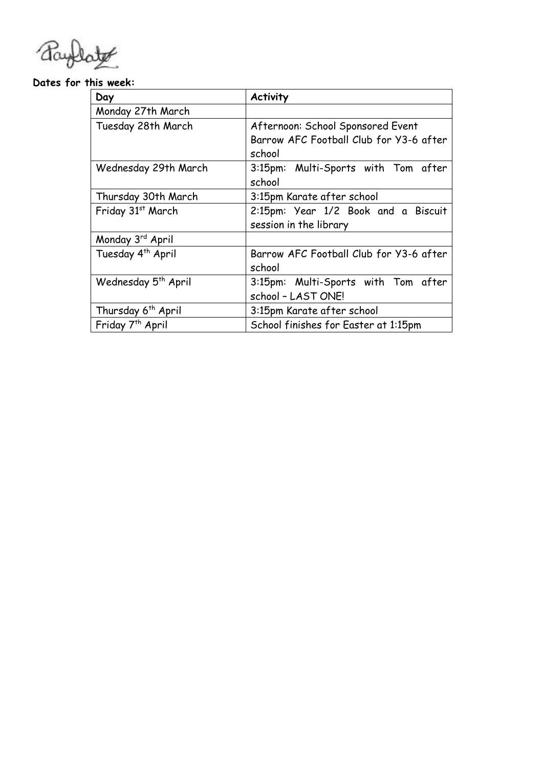Payflato

**Dates for this week:**

| Day | Activity |
|---|---|
| Monday 27th March | |
| Tuesday 28th March | Afternoon: School Sponsored Event Barrow AFC Football Club for Y3-6 after school |
| Wednesday 29th March | 3:15pm: Multi-Sports with Tom after school |
| Thursday 30th March | 3:15pm Karate after school |
| Friday 31st March | 2:15pm: Year 1/2 Book and a Biscuit session in the library |
| Monday 3rd April | |
| Tuesday 4th April | Barrow AFC Football Club for Y3-6 after school |
| Wednesday 5th April | 3:15pm: Multi-Sports with Tom after school – LAST ONE! |
| Thursday 6th April | 3:15pm Karate after school |
| Friday 7th April | School finishes for Easter at 1:15pm |